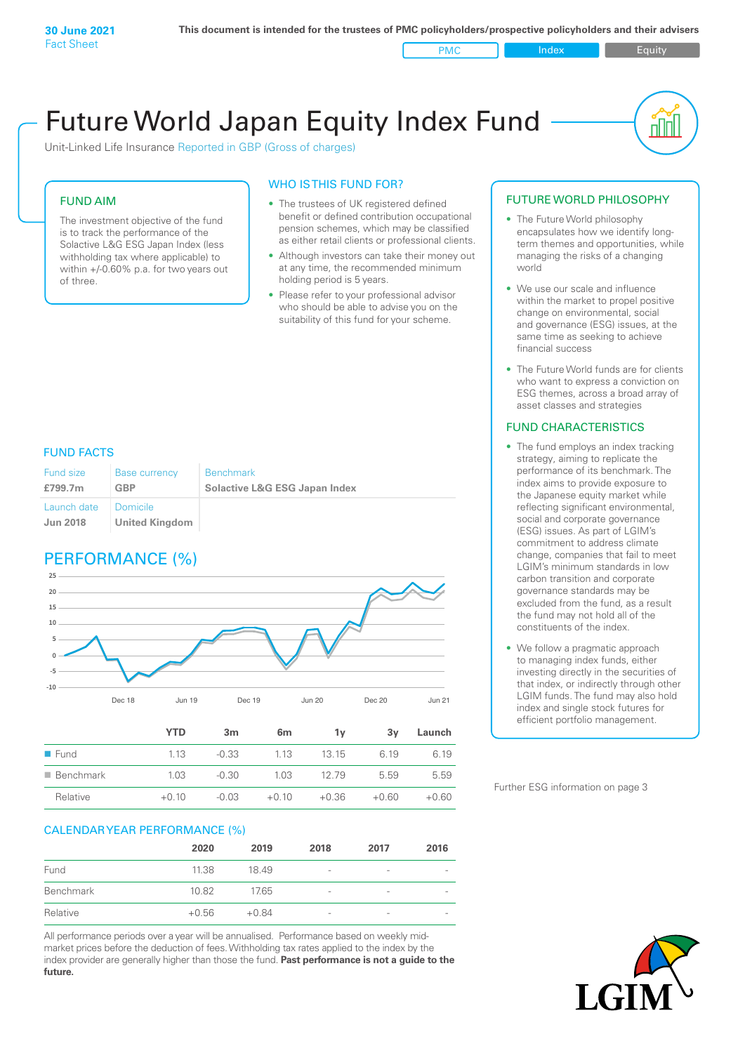**30 June 2021**
Fact Sheet

**This document is intended for the trustees of PMC policyholders/prospective policyholders and their advisers**

PMC | Index | Equity

# Future World Japan Equity Index Fund

Unit-Linked Life Insurance Reported in GBP (Gross of charges)

## FUND AIM

The investment objective of the fund is to track the performance of the Solactive L&G ESG Japan Index (less withholding tax where applicable) to within +/-0.60% p.a. for two years out of three.

## WHO IS THIS FUND FOR?

- The trustees of UK registered defined benefit or defined contribution occupational pension schemes, which may be classified as either retail clients or professional clients.
- Although investors can take their money out at any time, the recommended minimum holding period is 5 years.
- Please refer to your professional advisor who should be able to advise you on the suitability of this fund for your scheme.

## FUND FACTS

| Fund size | Base currency | Benchmark |
|---|---|---|
| **£799.7m** | **GBP** | **Solactive L&G ESG Japan Index** |
| Launch date | Domicile | |
| **Jun 2018** | **United Kingdom** | |

## PERFORMANCE (%)

| | YTD | 3m | 6m | 1y | 3y | Launch |
|---|---|---|---|---|---|---|
| Fund | 1.13 | -0.33 | 1.13 | 13.15 | 6.19 | 6.19 |
| Benchmark | 1.03 | -0.30 | 1.03 | 12.79 | 5.59 | 5.59 |
| Relative | +0.10 | -0.03 | +0.10 | +0.36 | +0.60 | +0.60 |

## CALENDAR YEAR PERFORMANCE (%)

| | 2020 | 2019 | 2018 | 2017 | 2016 |
|---|---|---|---|---|---|
| Fund | 11.38 | 18.49 | - | - | - |
| Benchmark | 10.82 | 17.65 | - | - | - |
| Relative | +0.56 | +0.84 | - | - | - |

All performance periods over a year will be annualised. Performance based on weekly mid-market prices before the deduction of fees. Withholding tax rates applied to the index by the index provider are generally higher than those the fund. **Past performance is not a guide to the future.**

## FUTURE WORLD PHILOSOPHY

- The Future World philosophy encapsulates how we identify long-term themes and opportunities, while managing the risks of a changing world
- We use our scale and influence within the market to propel positive change on environmental, social and governance (ESG) issues, at the same time as seeking to achieve financial success
- The Future World funds are for clients who want to express a conviction on ESG themes, across a broad array of asset classes and strategies

## FUND CHARACTERISTICS

- The fund employs an index tracking strategy, aiming to replicate the performance of its benchmark. The index aims to provide exposure to the Japanese equity market while reflecting significant environmental, social and corporate governance (ESG) issues. As part of LGIM's commitment to address climate change, companies that fail to meet LGIM's minimum standards in low carbon transition and corporate governance standards may be excluded from the fund, as a result the fund may not hold all of the constituents of the index.
- We follow a pragmatic approach to managing index funds, either investing directly in the securities of that index, or indirectly through other LGIM funds. The fund may also hold index and single stock futures for efficient portfolio management.

Further ESG information on page 3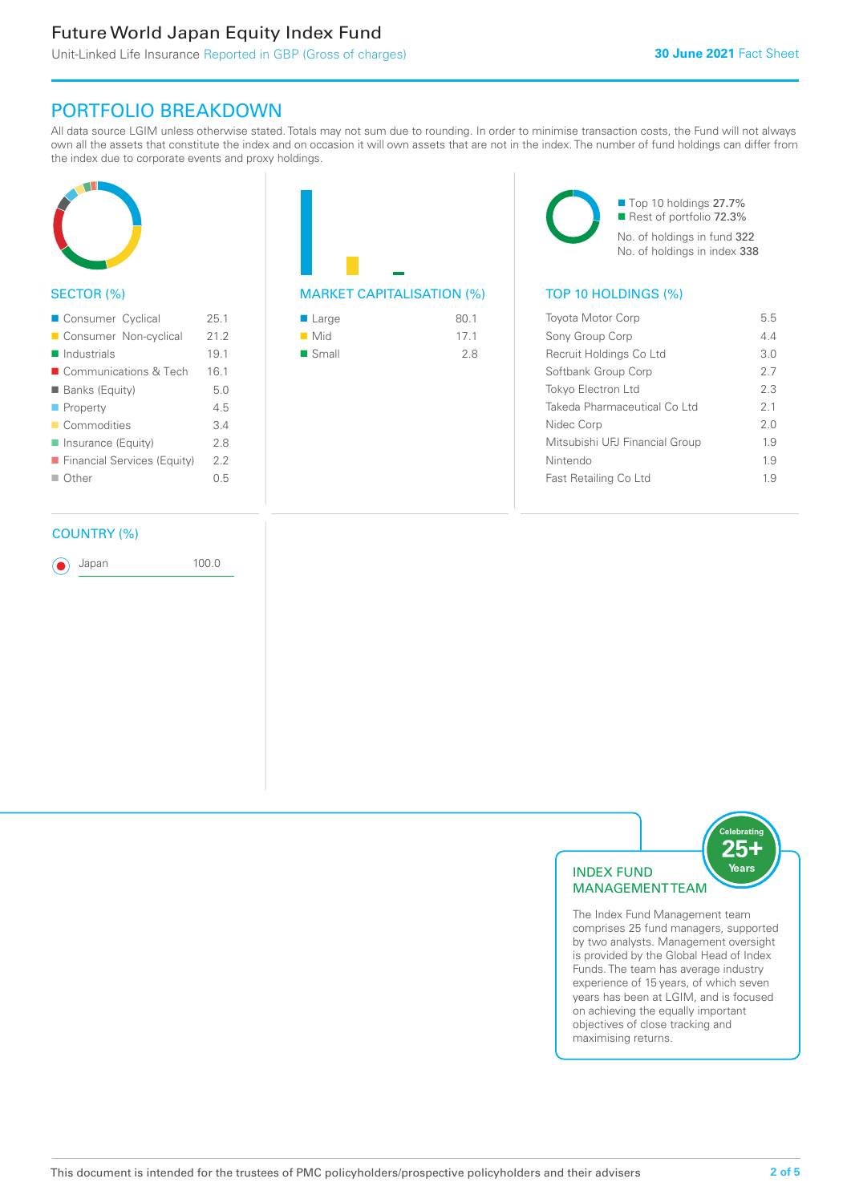# Future World Japan Equity Index Fund

Unit-Linked Life Insurance Reported in GBP (Gross of charges)

**30 June 2021** Fact Sheet

## PORTFOLIO BREAKDOWN

All data source LGIM unless otherwise stated. Totals may not sum due to rounding. In order to minimise transaction costs, the Fund will not always own all the assets that constitute the index and on occasion it will own assets that are not in the index. The number of fund holdings can differ from the index due to corporate events and proxy holdings.

### SECTOR (%)

| Sector | % |
|---|---|
| Consumer Cyclical | 25.1 |
| Consumer Non-cyclical | 21.2 |
| Industrials | 19.1 |
| Communications & Tech | 16.1 |
| Banks (Equity) | 5.0 |
| Property | 4.5 |
| Commodities | 3.4 |
| Insurance (Equity) | 2.8 |
| Financial Services (Equity) | 2.2 |
| Other | 0.5 |

### MARKET CAPITALISATION (%)

| Market cap | % |
|---|---|
| Large | 80.1 |
| Mid | 17.1 |
| Small | 2.8 |

Top 10 holdings 27.7%
Rest of portfolio 72.3%
No. of holdings in fund 322
No. of holdings in index 338

### TOP 10 HOLDINGS (%)

| Holding | % |
|---|---|
| Toyota Motor Corp | 5.5 |
| Sony Group Corp | 4.4 |
| Recruit Holdings Co Ltd | 3.0 |
| Softbank Group Corp | 2.7 |
| Tokyo Electron Ltd | 2.3 |
| Takeda Pharmaceutical Co Ltd | 2.1 |
| Nidec Corp | 2.0 |
| Mitsubishi UFJ Financial Group | 1.9 |
| Nintendo | 1.9 |
| Fast Retailing Co Ltd | 1.9 |

### COUNTRY (%)

| Country | % |
|---|---|
| Japan | 100.0 |

### INDEX FUND MANAGEMENT TEAM

Celebrating 25+ Years

The Index Fund Management team comprises 25 fund managers, supported by two analysts. Management oversight is provided by the Global Head of Index Funds. The team has average industry experience of 15 years, of which seven years has been at LGIM, and is focused on achieving the equally important objectives of close tracking and maximising returns.

This document is intended for the trustees of PMC policyholders/prospective policyholders and their advisers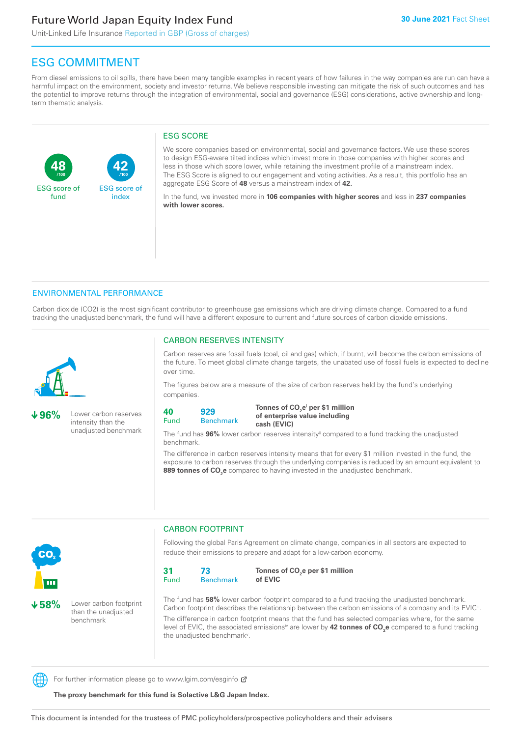# Future World Japan Equity Index Fund

Unit-Linked Life Insurance Reported in GBP (Gross of charges)

**30 June 2021** Fact Sheet

## ESG COMMITMENT

From diesel emissions to oil spills, there have been many tangible examples in recent years of how failures in the way companies are run can have a harmful impact on the environment, society and investor returns. We believe responsible investing can mitigate the risk of such outcomes and has the potential to improve returns through the integration of environmental, social and governance (ESG) considerations, active ownership and long-term thematic analysis.

**48** /100 ESG score of fund

**42** /100 ESG score of index

### ESG SCORE

We score companies based on environmental, social and governance factors. We use these scores to design ESG-aware tilted indices which invest more in those companies with higher scores and less in those which score lower, while retaining the investment profile of a mainstream index. The ESG Score is aligned to our engagement and voting activities. As a result, this portfolio has an aggregate ESG Score of **48** versus a mainstream index of **42.**

In the fund, we invested more in **106 companies with higher scores** and less in **237 companies with lower scores.**

## ENVIRONMENTAL PERFORMANCE

Carbon dioxide (CO2) is the most significant contributor to greenhouse gas emissions which are driving climate change. Compared to a fund tracking the unadjusted benchmark, the fund will have a different exposure to current and future sources of carbon dioxide emissions.

### CARBON RESERVES INTENSITY

**↓96%** Lower carbon reserves intensity than the unadjusted benchmark

Carbon reserves are fossil fuels (coal, oil and gas) which, if burnt, will become the carbon emissions of the future. To meet global climate change targets, the unabated use of fossil fuels is expected to decline over time.

The figures below are a measure of the size of carbon reserves held by the fund's underlying companies.

| 40 Fund | 929 Benchmark | **Tonnes of $CO_2e$[i] per \$1 million of enterprise value including cash (EVIC)** |
|---|---|---|

The fund has **96%** lower carbon reserves intensity[ii] compared to a fund tracking the unadjusted benchmark.

The difference in carbon reserves intensity means that for every \$1 million invested in the fund, the exposure to carbon reserves through the underlying companies is reduced by an amount equivalent to **889 tonnes of $CO_2e$** compared to having invested in the unadjusted benchmark.

### CARBON FOOTPRINT

**↓58%** Lower carbon footprint than the unadjusted benchmark

Following the global Paris Agreement on climate change, companies in all sectors are expected to reduce their emissions to prepare and adapt for a low-carbon economy.

| 31 Fund | 73 Benchmark | **Tonnes of $CO_2e$ per \$1 million of EVIC** |
|---|---|---|

The fund has **58%** lower carbon footprint compared to a fund tracking the unadjusted benchmark. Carbon footprint describes the relationship between the carbon emissions of a company and its EVIC[iii].

The difference in carbon footprint means that the fund has selected companies where, for the same level of EVIC, the associated emissions[iv] are lower by **42 tonnes of $CO_2e$** compared to a fund tracking the unadjusted benchmark[v].

For further information please go to www.lgim.com/esginfo

**The proxy benchmark for this fund is Solactive L&G Japan Index.**

This document is intended for the trustees of PMC policyholders/prospective policyholders and their advisers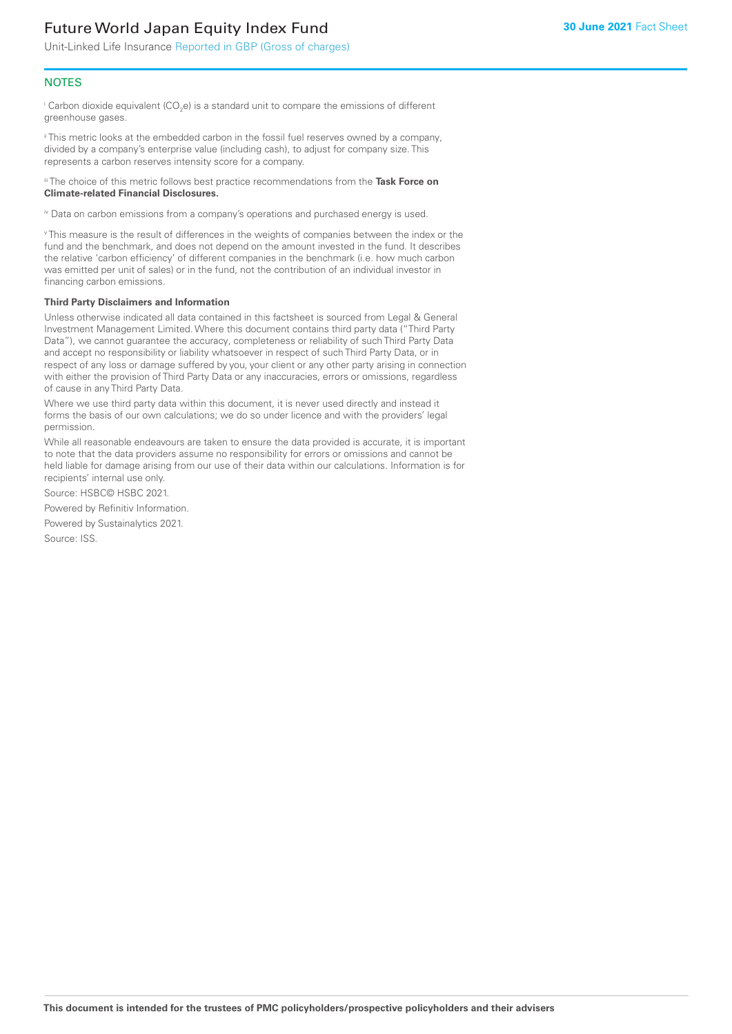## NOTES

[i] Carbon dioxide equivalent ($CO_2e$) is a standard unit to compare the emissions of different greenhouse gases.

[ii] This metric looks at the embedded carbon in the fossil fuel reserves owned by a company, divided by a company's enterprise value (including cash), to adjust for company size. This represents a carbon reserves intensity score for a company.

[iii] The choice of this metric follows best practice recommendations from the **Task Force on Climate-related Financial Disclosures.**

[iv] Data on carbon emissions from a company's operations and purchased energy is used.

[v] This measure is the result of differences in the weights of companies between the index or the fund and the benchmark, and does not depend on the amount invested in the fund. It describes the relative 'carbon efficiency' of different companies in the benchmark (i.e. how much carbon was emitted per unit of sales) or in the fund, not the contribution of an individual investor in financing carbon emissions.

**Third Party Disclaimers and Information**

Unless otherwise indicated all data contained in this factsheet is sourced from Legal & General Investment Management Limited. Where this document contains third party data ("Third Party Data"), we cannot guarantee the accuracy, completeness or reliability of such Third Party Data and accept no responsibility or liability whatsoever in respect of such Third Party Data, or in respect of any loss or damage suffered by you, your client or any other party arising in connection with either the provision of Third Party Data or any inaccuracies, errors or omissions, regardless of cause in any Third Party Data.

Where we use third party data within this document, it is never used directly and instead it forms the basis of our own calculations; we do so under licence and with the providers' legal permission.

While all reasonable endeavours are taken to ensure the data provided is accurate, it is important to note that the data providers assume no responsibility for errors or omissions and cannot be held liable for damage arising from our use of their data within our calculations. Information is for recipients' internal use only.

Source: HSBC© HSBC 2021.

Powered by Refinitiv Information.

Powered by Sustainalytics 2021.

Source: ISS.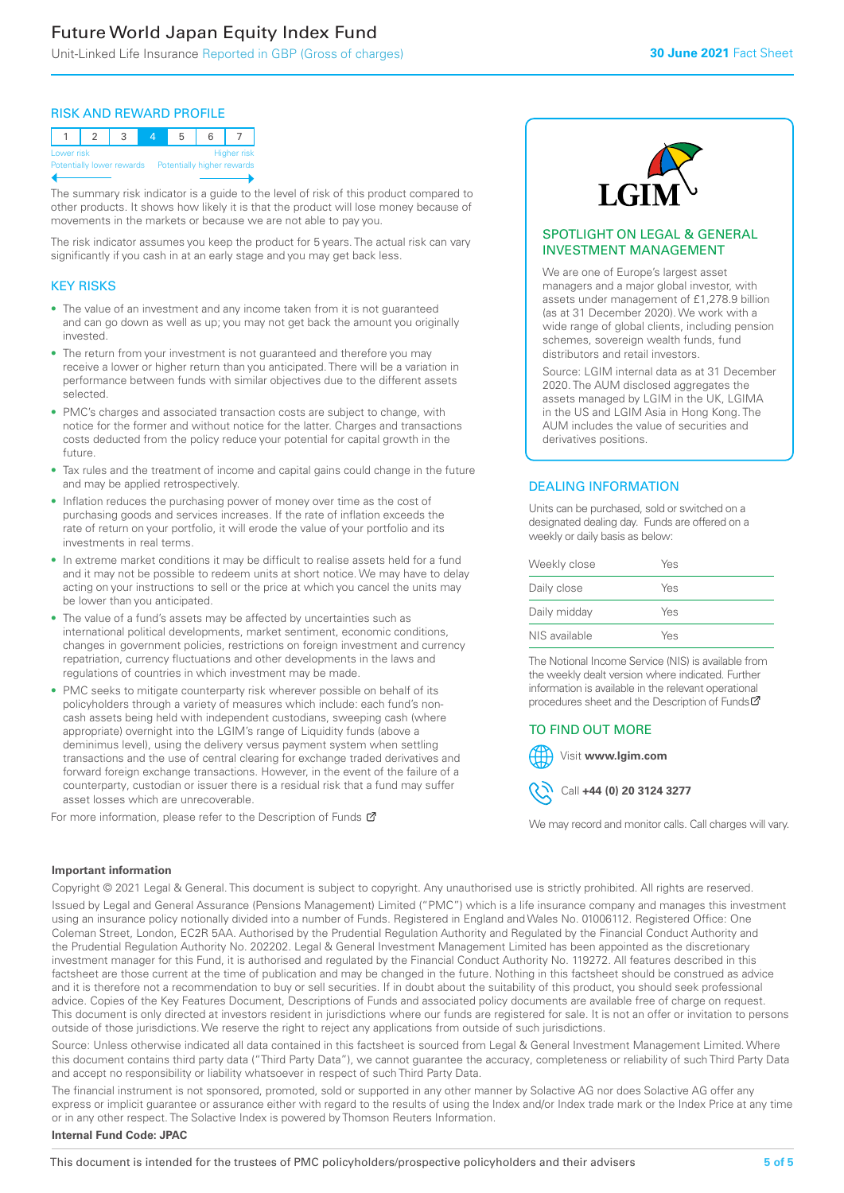# Future World Japan Equity Index Fund

Unit-Linked Life Insurance Reported in GBP (Gross of charges)

**30 June 2021** Fact Sheet

## RISK AND REWARD PROFILE

| 1 | 2 | 3 | 4 | 5 | 6 | 7 |
|---|---|---|---|---|---|---|

Lower risk — Higher risk

Potentially lower rewards — Potentially higher rewards

The summary risk indicator is a guide to the level of risk of this product compared to other products. It shows how likely it is that the product will lose money because of movements in the markets or because we are not able to pay you.

The risk indicator assumes you keep the product for 5 years. The actual risk can vary significantly if you cash in at an early stage and you may get back less.

## KEY RISKS

- The value of an investment and any income taken from it is not guaranteed and can go down as well as up; you may not get back the amount you originally invested.
- The return from your investment is not guaranteed and therefore you may receive a lower or higher return than you anticipated. There will be a variation in performance between funds with similar objectives due to the different assets selected.
- PMC's charges and associated transaction costs are subject to change, with notice for the former and without notice for the latter. Charges and transactions costs deducted from the policy reduce your potential for capital growth in the future.
- Tax rules and the treatment of income and capital gains could change in the future and may be applied retrospectively.
- Inflation reduces the purchasing power of money over time as the cost of purchasing goods and services increases. If the rate of inflation exceeds the rate of return on your portfolio, it will erode the value of your portfolio and its investments in real terms.
- In extreme market conditions it may be difficult to realise assets held for a fund and it may not be possible to redeem units at short notice. We may have to delay acting on your instructions to sell or the price at which you cancel the units may be lower than you anticipated.
- The value of a fund's assets may be affected by uncertainties such as international political developments, market sentiment, economic conditions, changes in government policies, restrictions on foreign investment and currency repatriation, currency fluctuations and other developments in the laws and regulations of countries in which investment may be made.
- PMC seeks to mitigate counterparty risk wherever possible on behalf of its policyholders through a variety of measures which include: each fund's non-cash assets being held with independent custodians, sweeping cash (where appropriate) overnight into the LGIM's range of Liquidity funds (above a deminimus level), using the delivery versus payment system when settling transactions and the use of central clearing for exchange traded derivatives and forward foreign exchange transactions. However, in the event of the failure of a counterparty, custodian or issuer there is a residual risk that a fund may suffer asset losses which are unrecoverable.

For more information, please refer to the Description of Funds

## SPOTLIGHT ON LEGAL & GENERAL INVESTMENT MANAGEMENT

We are one of Europe's largest asset managers and a major global investor, with assets under management of £1,278.9 billion (as at 31 December 2020). We work with a wide range of global clients, including pension schemes, sovereign wealth funds, fund distributors and retail investors.

Source: LGIM internal data as at 31 December 2020. The AUM disclosed aggregates the assets managed by LGIM in the UK, LGIMA in the US and LGIM Asia in Hong Kong. The AUM includes the value of securities and derivatives positions.

## DEALING INFORMATION

Units can be purchased, sold or switched on a designated dealing day. Funds are offered on a weekly or daily basis as below:

| | |
|---|---|
| Weekly close | Yes |
| Daily close | Yes |
| Daily midday | Yes |
| NIS available | Yes |

The Notional Income Service (NIS) is available from the weekly dealt version where indicated. Further information is available in the relevant operational procedures sheet and the Description of Funds

## TO FIND OUT MORE

Visit **www.lgim.com**

Call **+44 (0) 20 3124 3277**

We may record and monitor calls. Call charges will vary.

**Important information**

Copyright © 2021 Legal & General. This document is subject to copyright. Any unauthorised use is strictly prohibited. All rights are reserved.

Issued by Legal and General Assurance (Pensions Management) Limited ("PMC") which is a life insurance company and manages this investment using an insurance policy notionally divided into a number of Funds. Registered in England and Wales No. 01006112. Registered Office: One Coleman Street, London, EC2R 5AA. Authorised by the Prudential Regulation Authority and Regulated by the Financial Conduct Authority and the Prudential Regulation Authority No. 202202. Legal & General Investment Management Limited has been appointed as the discretionary investment manager for this Fund, it is authorised and regulated by the Financial Conduct Authority No. 119272. All features described in this factsheet are those current at the time of publication and may be changed in the future. Nothing in this factsheet should be construed as advice and it is therefore not a recommendation to buy or sell securities. If in doubt about the suitability of this product, you should seek professional advice. Copies of the Key Features Document, Descriptions of Funds and associated policy documents are available free of charge on request. This document is only directed at investors resident in jurisdictions where our funds are registered for sale. It is not an offer or invitation to persons outside of those jurisdictions. We reserve the right to reject any applications from outside of such jurisdictions.

Source: Unless otherwise indicated all data contained in this factsheet is sourced from Legal & General Investment Management Limited. Where this document contains third party data ("Third Party Data"), we cannot guarantee the accuracy, completeness or reliability of such Third Party Data and accept no responsibility or liability whatsoever in respect of such Third Party Data.

The financial instrument is not sponsored, promoted, sold or supported in any other manner by Solactive AG nor does Solactive AG offer any express or implicit guarantee or assurance either with regard to the results of using the Index and/or Index trade mark or the Index Price at any time or in any other respect. The Solactive Index is powered by Thomson Reuters Information.

**Internal Fund Code: JPAC**

This document is intended for the trustees of PMC policyholders/prospective policyholders and their advisers